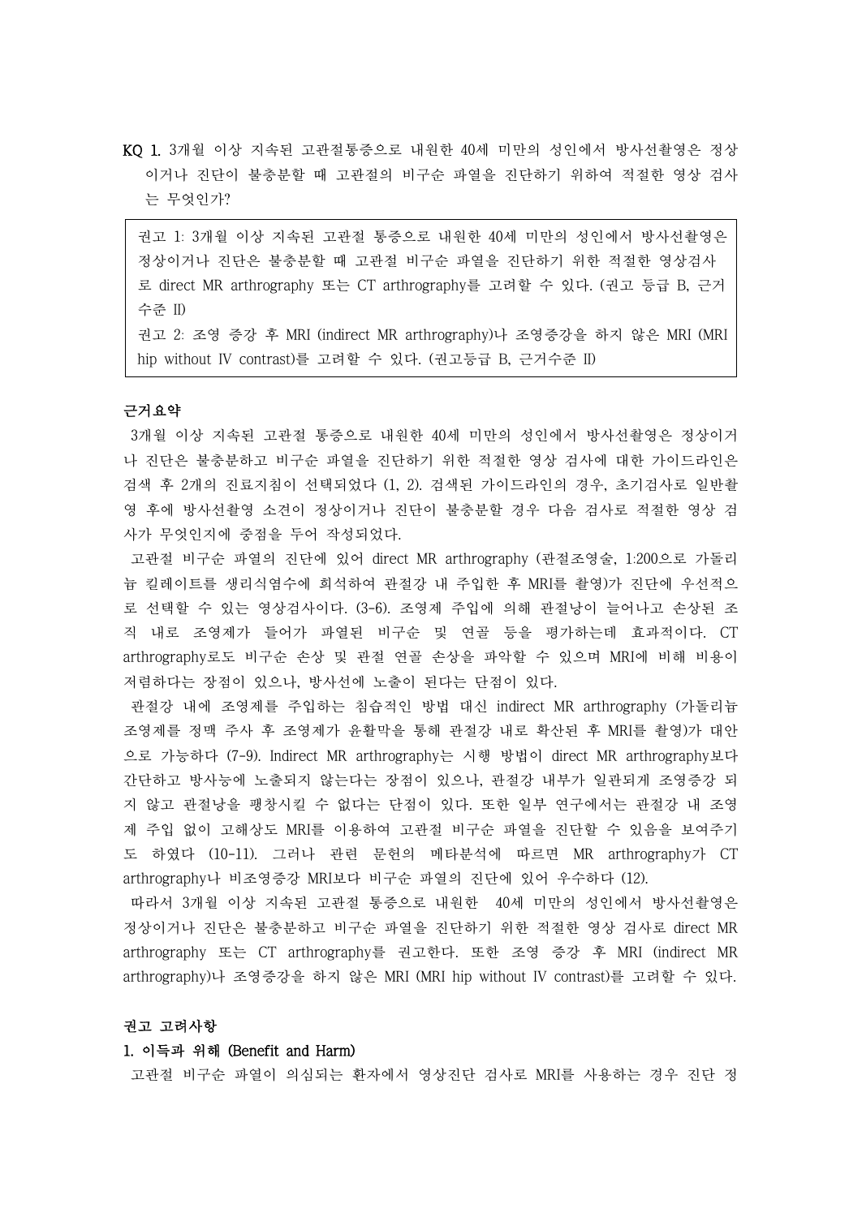KQ 1. 3개월 이상 지속된 고관절통증으로 내원한 40세 미만의 성인에서 방사선촬영은 정상이거나 진단이 불충분할 때 고관절의 비구순 파열을 진단하기 위하여 적절한 영상 검사는 무엇인가?

> 권고 1: 3개월 이상 지속된 고관절 통증으로 내원한 40세 미만의 성인에서 방사선촬영은 정상이거나 진단은 불충분할 때 고관절 비구순 파열을 진단하기 위한 적절한 영상검사로 direct MR arthrography 또는 CT arthrography를 고려할 수 있다. (권고 등급 B, 근거 수준 II)
>
> 권고 2: 조영 증강 후 MRI (indirect MR arthrography)나 조영증강을 하지 않은 MRI (MRI hip without IV contrast)를 고려할 수 있다. (권고등급 B, 근거수준 II)

**근거요약**

3개월 이상 지속된 고관절 통증으로 내원한 40세 미만의 성인에서 방사선촬영은 정상이거나 진단은 불충분하고 비구순 파열을 진단하기 위한 적절한 영상 검사에 대한 가이드라인은 검색 후 2개의 진료지침이 선택되었다 (1, 2). 검색된 가이드라인의 경우, 초기검사로 일반촬영 후에 방사선촬영 소견이 정상이거나 진단이 불충분할 경우 다음 검사로 적절한 영상 검사가 무엇인지에 중점을 두어 작성되었다.

고관절 비구순 파열의 진단에 있어 direct MR arthrography (관절조영술, 1:200으로 가돌리늄 킬레이트를 생리식염수에 희석하여 관절강 내 주입한 후 MRI를 촬영)가 진단에 우선적으로 선택할 수 있는 영상검사이다. (3-6). 조영제 주입에 의해 관절낭이 늘어나고 손상된 조직 내로 조영제가 들어가 파열된 비구순 및 연골 등을 평가하는데 효과적이다. CT arthrography로도 비구순 손상 및 관절 연골 손상을 파악할 수 있으며 MRI에 비해 비용이 저렴하다는 장점이 있으나, 방사선에 노출이 된다는 단점이 있다.

관절강 내에 조영제를 주입하는 침습적인 방법 대신 indirect MR arthrography (가돌리늄 조영제를 정맥 주사 후 조영제가 윤활막을 통해 관절강 내로 확산된 후 MRI를 촬영)가 대안으로 가능하다 (7-9). Indirect MR arthrography는 시행 방법이 direct MR arthrography보다 간단하고 방사능에 노출되지 않는다는 장점이 있으나, 관절강 내부가 일관되게 조영증강 되지 않고 관절낭을 팽창시킬 수 없다는 단점이 있다. 또한 일부 연구에서는 관절강 내 조영제 주입 없이 고해상도 MRI를 이용하여 고관절 비구순 파열을 진단할 수 있음을 보여주기도 하였다 (10-11). 그러나 관련 문헌의 메타분석에 따르면 MR arthrography가 CT arthrography나 비조영증강 MRI보다 비구순 파열의 진단에 있어 우수하다 (12).

따라서 3개월 이상 지속된 고관절 통증으로 내원한  40세 미만의 성인에서 방사선촬영은 정상이거나 진단은 불충분하고 비구순 파열을 진단하기 위한 적절한 영상 검사로 direct MR arthrography 또는 CT arthrography를 권고한다. 또한 조영 증강 후 MRI (indirect MR arthrography)나 조영증강을 하지 않은 MRI (MRI hip without IV contrast)를 고려할 수 있다.

**권고 고려사항**

**1. 이득과 위해 (Benefit and Harm)**

고관절 비구순 파열이 의심되는 환자에서 영상진단 검사로 MRI를 사용하는 경우 진단 정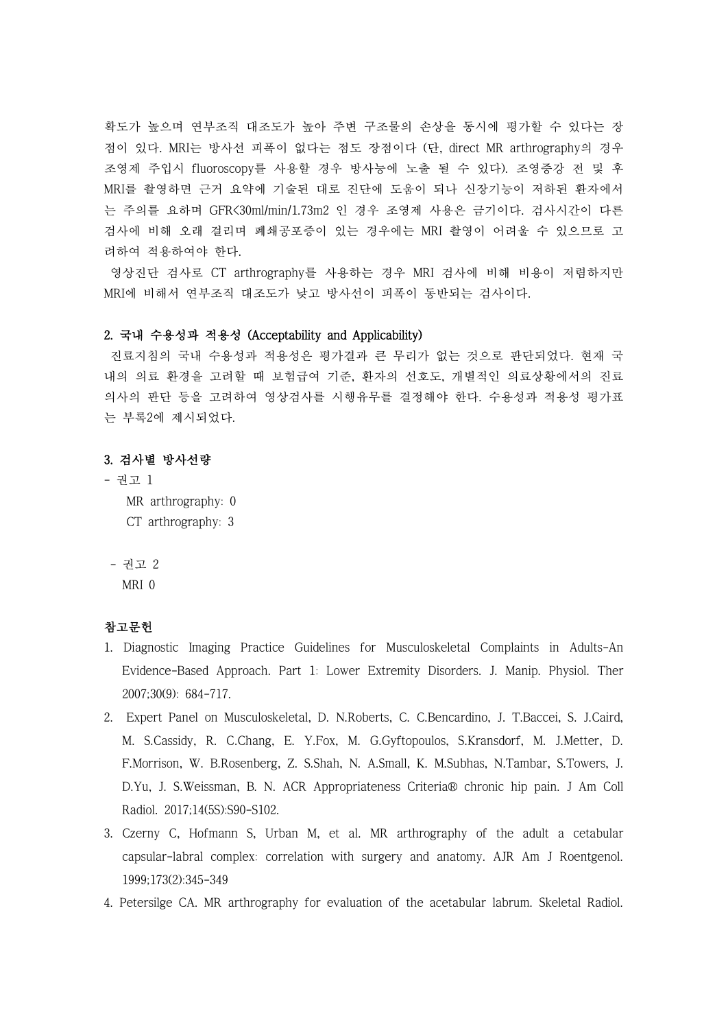확도가 높으며 연부조직 대조도가 높아 주변 구조물의 손상을 동시에 평가할 수 있다는 장점이 있다. MRI는 방사선 피폭이 없다는 점도 장점이다 (단, direct MR arthrography의 경우 조영제 주입시 fluoroscopy를 사용할 경우 방사능에 노출 될 수 있다). 조영증강 전 및 후 MRI를 촬영하면 근거 요약에 기술된 대로 진단에 도움이 되나 신장기능이 저하된 환자에서는 주의를 요하며 GFR<30ml/min/1.73m2 인 경우 조영제 사용은 금기이다. 검사시간이 다른 검사에 비해 오래 걸리며 폐쇄공포증이 있는 경우에는 MRI 촬영이 어려울 수 있으므로 고려하여 적용하여야 한다.

영상진단 검사로 CT arthrography를 사용하는 경우 MRI 검사에 비해 비용이 저렴하지만 MRI에 비해서 연부조직 대조도가 낮고 방사선이 피폭이 동반되는 검사이다.

## 2. 국내 수용성과 적용성 (Acceptability and Applicability)

진료지침의 국내 수용성과 적용성은 평가결과 큰 무리가 없는 것으로 판단되었다. 현재 국내의 의료 환경을 고려할 때 보험급여 기준, 환자의 선호도, 개별적인 의료상황에서의 진료의사의 판단 등을 고려하여 영상검사를 시행유무를 결정해야 한다. 수용성과 적용성 평가표는 부록2에 제시되었다.

## 3. 검사별 방사선량

- 권고 1
  - MR arthrography: 0
  - CT arthrography: 3

- 권고 2
  - MRI 0

## 참고문헌

1. Diagnostic Imaging Practice Guidelines for Musculoskeletal Complaints in Adults-An Evidence-Based Approach. Part 1: Lower Extremity Disorders. J. Manip. Physiol. Ther 2007;30(9): 684-717.
2. Expert Panel on Musculoskeletal, D. N.Roberts, C. C.Bencardino, J. T.Baccei, S. J.Caird, M. S.Cassidy, R. C.Chang, E. Y.Fox, M. G.Gyftopoulos, S.Kransdorf, M. J.Metter, D. F.Morrison, W. B.Rosenberg, Z. S.Shah, N. A.Small, K. M.Subhas, N.Tambar, S.Towers, J. D.Yu, J. S.Weissman, B. N. ACR Appropriateness Criteria® chronic hip pain. J Am Coll Radiol. 2017;14(5S):S90-S102.
3. Czerny C, Hofmann S, Urban M, et al. MR arthrography of the adult a cetabular capsular-labral complex: correlation with surgery and anatomy. AJR Am J Roentgenol. 1999;173(2):345-349
4. Petersilge CA. MR arthrography for evaluation of the acetabular labrum. Skeletal Radiol.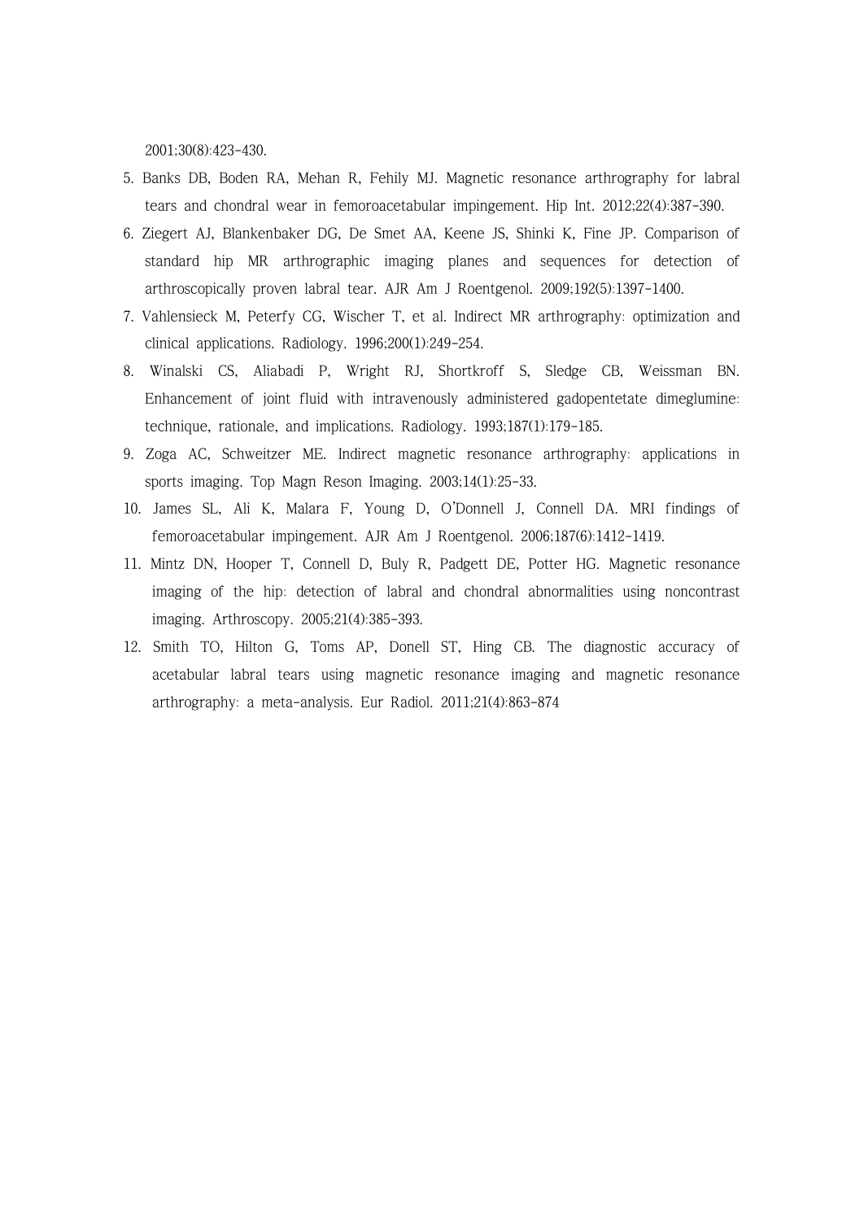2001;30(8):423-430.

5. Banks DB, Boden RA, Mehan R, Fehily MJ. Magnetic resonance arthrography for labral tears and chondral wear in femoroacetabular impingement. Hip Int. 2012;22(4):387-390.
6. Ziegert AJ, Blankenbaker DG, De Smet AA, Keene JS, Shinki K, Fine JP. Comparison of standard hip MR arthrographic imaging planes and sequences for detection of arthroscopically proven labral tear. AJR Am J Roentgenol. 2009;192(5):1397-1400.
7. Vahlensieck M, Peterfy CG, Wischer T, et al. Indirect MR arthrography: optimization and clinical applications. Radiology. 1996;200(1):249-254.
8. Winalski CS, Aliabadi P, Wright RJ, Shortkroff S, Sledge CB, Weissman BN. Enhancement of joint fluid with intravenously administered gadopentetate dimeglumine: technique, rationale, and implications. Radiology. 1993;187(1):179-185.
9. Zoga AC, Schweitzer ME. Indirect magnetic resonance arthrography: applications in sports imaging. Top Magn Reson Imaging. 2003;14(1):25-33.
10. James SL, Ali K, Malara F, Young D, O'Donnell J, Connell DA. MRI findings of femoroacetabular impingement. AJR Am J Roentgenol. 2006;187(6):1412-1419.
11. Mintz DN, Hooper T, Connell D, Buly R, Padgett DE, Potter HG. Magnetic resonance imaging of the hip: detection of labral and chondral abnormalities using noncontrast imaging. Arthroscopy. 2005;21(4):385-393.
12. Smith TO, Hilton G, Toms AP, Donell ST, Hing CB. The diagnostic accuracy of acetabular labral tears using magnetic resonance imaging and magnetic resonance arthrography: a meta-analysis. Eur Radiol. 2011;21(4):863-874